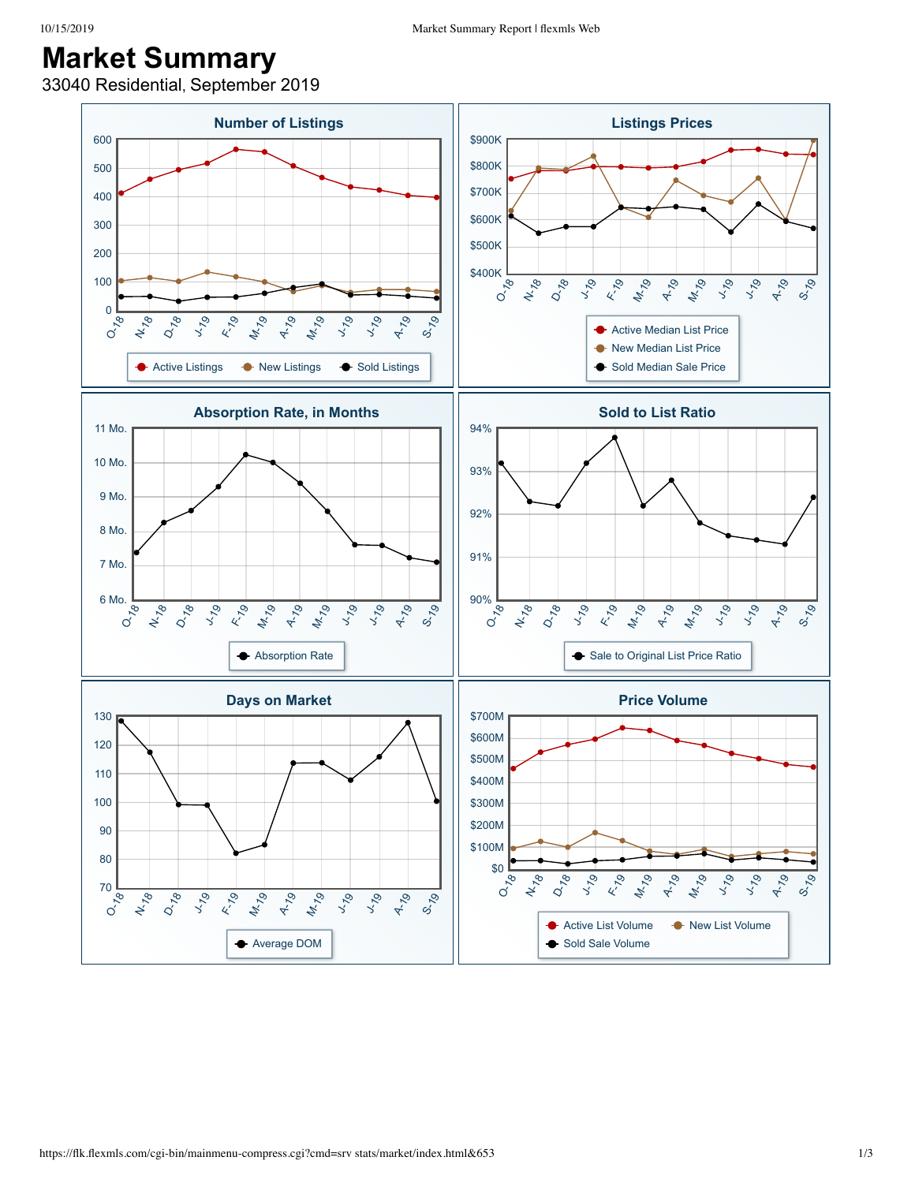# Market Summary

33040 Residential, September 2019

## Number of Listings

Y-axis: 0, 100, 200, 300, 400, 500, 600

X-axis: O-18, N-18, D-18, J-19, F-19, M-19, A-19, M-19, J-19, J-19, A-19, S-19

Legend: Active Listings, New Listings, Sold Listings

## Listings Prices

Y-axis: $400K, $500K, $600K, $700K, $800K, $900K

X-axis: O-18, N-18, D-18, J-19, F-19, M-19, A-19, M-19, J-19, J-19, A-19, S-19

Legend: Active Median List Price, New Median List Price, Sold Median Sale Price

## Absorption Rate, in Months

Y-axis: 6 Mo., 7 Mo., 8 Mo., 9 Mo., 10 Mo., 11 Mo.

X-axis: O-18, N-18, D-18, J-19, F-19, M-19, A-19, M-19, J-19, J-19, A-19, S-19

Legend: Absorption Rate

## Sold to List Ratio

Y-axis: 90%, 91%, 92%, 93%, 94%

X-axis: O-18, N-18, D-18, J-19, F-19, M-19, A-19, M-19, J-19, J-19, A-19, S-19

Legend: Sale to Original List Price Ratio

## Days on Market

Y-axis: 70, 80, 90, 100, 110, 120, 130

X-axis: O-18, N-18, D-18, J-19, F-19, M-19, A-19, M-19, J-19, J-19, A-19, S-19

Legend: Average DOM

## Price Volume

Y-axis: $0, $100M, $200M, $300M, $400M, $500M, $600M, $700M

X-axis: O-18, N-18, D-18, J-19, F-19, M-19, A-19, M-19, J-19, J-19, A-19, S-19

Legend: Active List Volume, New List Volume, Sold Sale Volume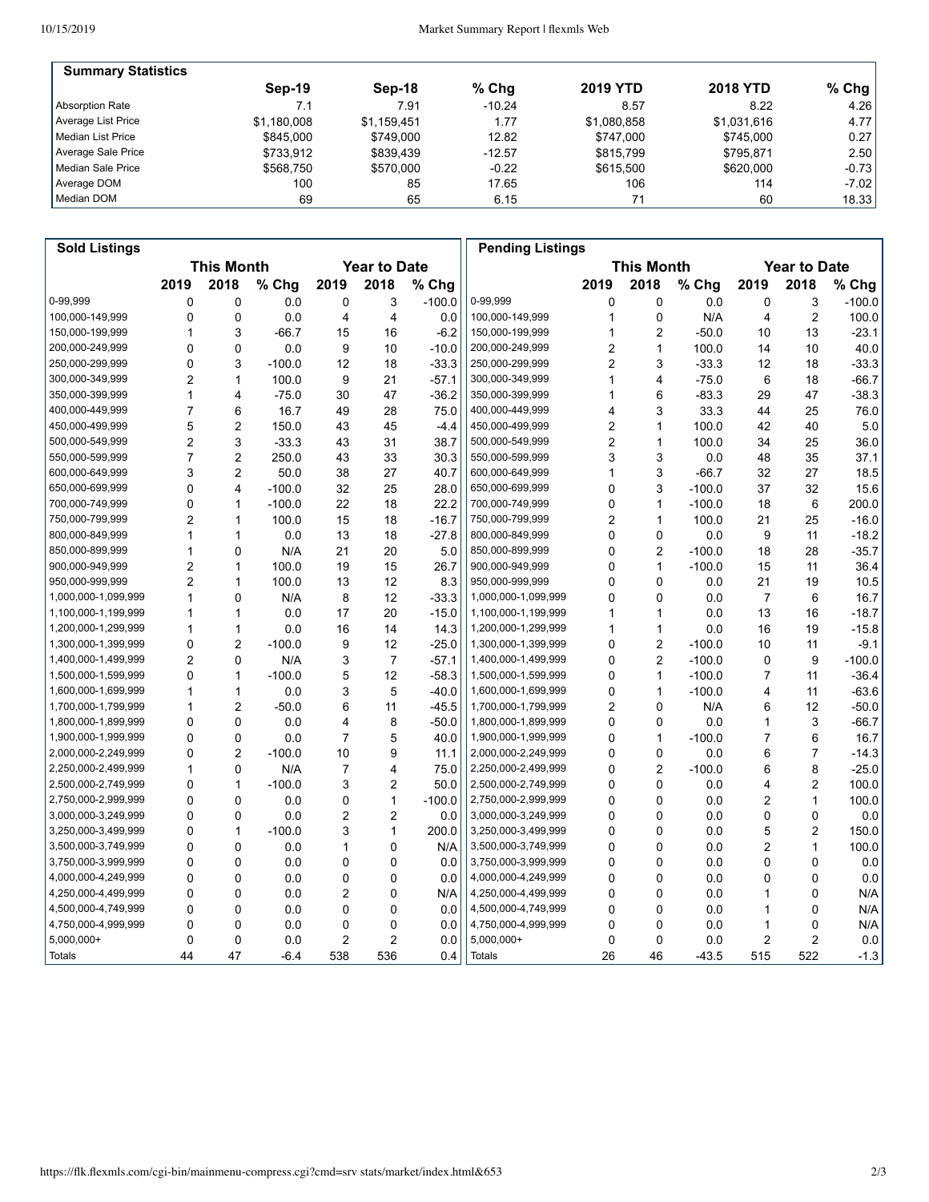| Summary Statistics | Sep-19 | Sep-18 | % Chg | 2019 YTD | 2018 YTD | % Chg |
|---|---|---|---|---|---|---|
| Absorption Rate | 7.1 | 7.91 | -10.24 | 8.57 | 8.22 | 4.26 |
| Average List Price | $1,180,008 | $1,159,451 | 1.77 | $1,080,858 | $1,031,616 | 4.77 |
| Median List Price | $845,000 | $749,000 | 12.82 | $747,000 | $745,000 | 0.27 |
| Average Sale Price | $733,912 | $839,439 | -12.57 | $815,799 | $795,871 | 2.50 |
| Median Sale Price | $568,750 | $570,000 | -0.22 | $615,500 | $620,000 | -0.73 |
| Average DOM | 100 | 85 | 17.65 | 106 | 114 | -7.02 |
| Median DOM | 69 | 65 | 6.15 | 71 | 60 | 18.33 |

| Sold Listings | This Month | | | Year to Date | | | Pending Listings | This Month | | | Year to Date | | |
|---|---|---|---|---|---|---|---|---|---|---|---|---|---|
| | 2019 | 2018 | % Chg | 2019 | 2018 | % Chg | | 2019 | 2018 | % Chg | 2019 | 2018 | % Chg |
| 0-99,999 | 0 | 0 | 0.0 | 0 | 3 | -100.0 | 0-99,999 | 0 | 0 | 0.0 | 0 | 3 | -100.0 |
| 100,000-149,999 | 0 | 0 | 0.0 | 4 | 4 | 0.0 | 100,000-149,999 | 1 | 0 | N/A | 4 | 2 | 100.0 |
| 150,000-199,999 | 1 | 3 | -66.7 | 15 | 16 | -6.2 | 150,000-199,999 | 1 | 2 | -50.0 | 10 | 13 | -23.1 |
| 200,000-249,999 | 0 | 0 | 0.0 | 9 | 10 | -10.0 | 200,000-249,999 | 2 | 1 | 100.0 | 14 | 10 | 40.0 |
| 250,000-299,999 | 0 | 3 | -100.0 | 12 | 18 | -33.3 | 250,000-299,999 | 2 | 3 | -33.3 | 12 | 18 | -33.3 |
| 300,000-349,999 | 2 | 1 | 100.0 | 9 | 21 | -57.1 | 300,000-349,999 | 1 | 4 | -75.0 | 6 | 18 | -66.7 |
| 350,000-399,999 | 1 | 4 | -75.0 | 30 | 47 | -36.2 | 350,000-399,999 | 1 | 6 | -83.3 | 29 | 47 | -38.3 |
| 400,000-449,999 | 7 | 6 | 16.7 | 49 | 28 | 75.0 | 400,000-449,999 | 4 | 3 | 33.3 | 44 | 25 | 76.0 |
| 450,000-499,999 | 5 | 2 | 150.0 | 43 | 45 | -4.4 | 450,000-499,999 | 2 | 1 | 100.0 | 42 | 40 | 5.0 |
| 500,000-549,999 | 2 | 3 | -33.3 | 43 | 31 | 38.7 | 500,000-549,999 | 2 | 1 | 100.0 | 34 | 25 | 36.0 |
| 550,000-599,999 | 7 | 2 | 250.0 | 43 | 33 | 30.3 | 550,000-599,999 | 3 | 3 | 0.0 | 48 | 35 | 37.1 |
| 600,000-649,999 | 3 | 2 | 50.0 | 38 | 27 | 40.7 | 600,000-649,999 | 1 | 3 | -66.7 | 32 | 27 | 18.5 |
| 650,000-699,999 | 0 | 4 | -100.0 | 32 | 25 | 28.0 | 650,000-699,999 | 0 | 3 | -100.0 | 37 | 32 | 15.6 |
| 700,000-749,999 | 0 | 1 | -100.0 | 22 | 18 | 22.2 | 700,000-749,999 | 0 | 1 | -100.0 | 18 | 6 | 200.0 |
| 750,000-799,999 | 2 | 1 | 100.0 | 15 | 18 | -16.7 | 750,000-799,999 | 2 | 1 | 100.0 | 21 | 25 | -16.0 |
| 800,000-849,999 | 1 | 1 | 0.0 | 13 | 18 | -27.8 | 800,000-849,999 | 0 | 0 | 0.0 | 9 | 11 | -18.2 |
| 850,000-899,999 | 1 | 0 | N/A | 21 | 20 | 5.0 | 850,000-899,999 | 0 | 2 | -100.0 | 18 | 28 | -35.7 |
| 900,000-949,999 | 2 | 1 | 100.0 | 19 | 15 | 26.7 | 900,000-949,999 | 0 | 1 | -100.0 | 15 | 11 | 36.4 |
| 950,000-999,999 | 2 | 1 | 100.0 | 13 | 12 | 8.3 | 950,000-999,999 | 0 | 0 | 0.0 | 21 | 19 | 10.5 |
| 1,000,000-1,099,999 | 1 | 0 | N/A | 8 | 12 | -33.3 | 1,000,000-1,099,999 | 0 | 0 | 0.0 | 7 | 6 | 16.7 |
| 1,100,000-1,199,999 | 1 | 1 | 0.0 | 17 | 20 | -15.0 | 1,100,000-1,199,999 | 1 | 1 | 0.0 | 13 | 16 | -18.7 |
| 1,200,000-1,299,999 | 1 | 1 | 0.0 | 16 | 14 | 14.3 | 1,200,000-1,299,999 | 1 | 1 | 0.0 | 16 | 19 | -15.8 |
| 1,300,000-1,399,999 | 0 | 2 | -100.0 | 9 | 12 | -25.0 | 1,300,000-1,399,999 | 0 | 2 | -100.0 | 10 | 11 | -9.1 |
| 1,400,000-1,499,999 | 2 | 0 | N/A | 3 | 7 | -57.1 | 1,400,000-1,499,999 | 0 | 2 | -100.0 | 0 | 9 | -100.0 |
| 1,500,000-1,599,999 | 0 | 1 | -100.0 | 5 | 12 | -58.3 | 1,500,000-1,599,999 | 0 | 1 | -100.0 | 7 | 11 | -36.4 |
| 1,600,000-1,699,999 | 1 | 1 | 0.0 | 3 | 5 | -40.0 | 1,600,000-1,699,999 | 0 | 1 | -100.0 | 4 | 11 | -63.6 |
| 1,700,000-1,799,999 | 1 | 2 | -50.0 | 6 | 11 | -45.5 | 1,700,000-1,799,999 | 2 | 0 | N/A | 6 | 12 | -50.0 |
| 1,800,000-1,899,999 | 0 | 0 | 0.0 | 4 | 8 | -50.0 | 1,800,000-1,899,999 | 0 | 0 | 0.0 | 1 | 3 | -66.7 |
| 1,900,000-1,999,999 | 0 | 0 | 0.0 | 7 | 5 | 40.0 | 1,900,000-1,999,999 | 0 | 1 | -100.0 | 7 | 6 | 16.7 |
| 2,000,000-2,249,999 | 0 | 2 | -100.0 | 10 | 9 | 11.1 | 2,000,000-2,249,999 | 0 | 0 | 0.0 | 6 | 7 | -14.3 |
| 2,250,000-2,499,999 | 1 | 0 | N/A | 7 | 4 | 75.0 | 2,250,000-2,499,999 | 0 | 2 | -100.0 | 6 | 8 | -25.0 |
| 2,500,000-2,749,999 | 0 | 1 | -100.0 | 3 | 2 | 50.0 | 2,500,000-2,749,999 | 0 | 0 | 0.0 | 4 | 2 | 100.0 |
| 2,750,000-2,999,999 | 0 | 0 | 0.0 | 0 | 1 | -100.0 | 2,750,000-2,999,999 | 0 | 0 | 0.0 | 2 | 1 | 100.0 |
| 3,000,000-3,249,999 | 0 | 0 | 0.0 | 2 | 2 | 0.0 | 3,000,000-3,249,999 | 0 | 0 | 0.0 | 0 | 0 | 0.0 |
| 3,250,000-3,499,999 | 0 | 1 | -100.0 | 3 | 1 | 200.0 | 3,250,000-3,499,999 | 0 | 0 | 0.0 | 5 | 2 | 150.0 |
| 3,500,000-3,749,999 | 0 | 0 | 0.0 | 1 | 0 | N/A | 3,500,000-3,749,999 | 0 | 0 | 0.0 | 2 | 1 | 100.0 |
| 3,750,000-3,999,999 | 0 | 0 | 0.0 | 0 | 0 | 0.0 | 3,750,000-3,999,999 | 0 | 0 | 0.0 | 0 | 0 | 0.0 |
| 4,000,000-4,249,999 | 0 | 0 | 0.0 | 0 | 0 | 0.0 | 4,000,000-4,249,999 | 0 | 0 | 0.0 | 0 | 0 | 0.0 |
| 4,250,000-4,499,999 | 0 | 0 | 0.0 | 2 | 0 | N/A | 4,250,000-4,499,999 | 0 | 0 | 0.0 | 1 | 0 | N/A |
| 4,500,000-4,749,999 | 0 | 0 | 0.0 | 0 | 0 | 0.0 | 4,500,000-4,749,999 | 0 | 0 | 0.0 | 1 | 0 | N/A |
| 4,750,000-4,999,999 | 0 | 0 | 0.0 | 0 | 0 | 0.0 | 4,750,000-4,999,999 | 0 | 0 | 0.0 | 1 | 0 | N/A |
| 5,000,000+ | 0 | 0 | 0.0 | 2 | 2 | 0.0 | 5,000,000+ | 0 | 0 | 0.0 | 2 | 2 | 0.0 |
| Totals | 44 | 47 | -6.4 | 538 | 536 | 0.4 | Totals | 26 | 46 | -43.5 | 515 | 522 | -1.3 |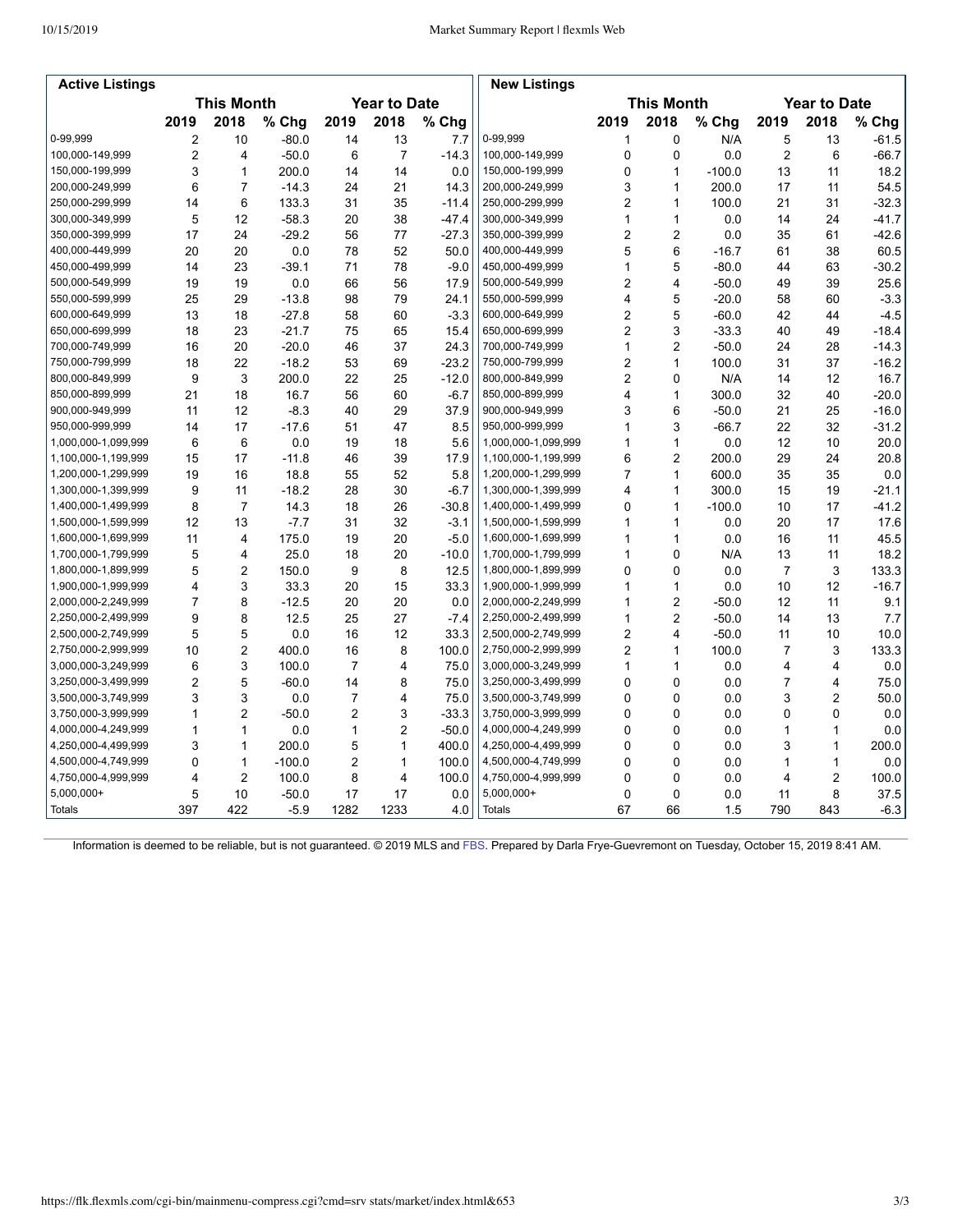| Active Listings | | | | | | |
|---|---|---|---|---|---|---|
| | This Month | | | Year to Date | | |
| | 2019 | 2018 | % Chg | 2019 | 2018 | % Chg |
| 0-99,999 | 2 | 10 | -80.0 | 14 | 13 | 7.7 |
| 100,000-149,999 | 2 | 4 | -50.0 | 6 | 7 | -14.3 |
| 150,000-199,999 | 3 | 1 | 200.0 | 14 | 14 | 0.0 |
| 200,000-249,999 | 6 | 7 | -14.3 | 24 | 21 | 14.3 |
| 250,000-299,999 | 14 | 6 | 133.3 | 31 | 35 | -11.4 |
| 300,000-349,999 | 5 | 12 | -58.3 | 20 | 38 | -47.4 |
| 350,000-399,999 | 17 | 24 | -29.2 | 56 | 77 | -27.3 |
| 400,000-449,999 | 20 | 20 | 0.0 | 78 | 52 | 50.0 |
| 450,000-499,999 | 14 | 23 | -39.1 | 71 | 78 | -9.0 |
| 500,000-549,999 | 19 | 19 | 0.0 | 66 | 56 | 17.9 |
| 550,000-599,999 | 25 | 29 | -13.8 | 98 | 79 | 24.1 |
| 600,000-649,999 | 13 | 18 | -27.8 | 58 | 60 | -3.3 |
| 650,000-699,999 | 18 | 23 | -21.7 | 75 | 65 | 15.4 |
| 700,000-749,999 | 16 | 20 | -20.0 | 46 | 37 | 24.3 |
| 750,000-799,999 | 18 | 22 | -18.2 | 53 | 69 | -23.2 |
| 800,000-849,999 | 9 | 3 | 200.0 | 22 | 25 | -12.0 |
| 850,000-899,999 | 21 | 18 | 16.7 | 56 | 60 | -6.7 |
| 900,000-949,999 | 11 | 12 | -8.3 | 40 | 29 | 37.9 |
| 950,000-999,999 | 14 | 17 | -17.6 | 51 | 47 | 8.5 |
| 1,000,000-1,099,999 | 6 | 6 | 0.0 | 19 | 18 | 5.6 |
| 1,100,000-1,199,999 | 15 | 17 | -11.8 | 46 | 39 | 17.9 |
| 1,200,000-1,299,999 | 19 | 16 | 18.8 | 55 | 52 | 5.8 |
| 1,300,000-1,399,999 | 9 | 11 | -18.2 | 28 | 30 | -6.7 |
| 1,400,000-1,499,999 | 8 | 7 | 14.3 | 18 | 26 | -30.8 |
| 1,500,000-1,599,999 | 12 | 13 | -7.7 | 31 | 32 | -3.1 |
| 1,600,000-1,699,999 | 11 | 4 | 175.0 | 19 | 20 | -5.0 |
| 1,700,000-1,799,999 | 5 | 4 | 25.0 | 18 | 20 | -10.0 |
| 1,800,000-1,899,999 | 5 | 2 | 150.0 | 9 | 8 | 12.5 |
| 1,900,000-1,999,999 | 4 | 3 | 33.3 | 20 | 15 | 33.3 |
| 2,000,000-2,249,999 | 7 | 8 | -12.5 | 20 | 20 | 0.0 |
| 2,250,000-2,499,999 | 9 | 8 | 12.5 | 25 | 27 | -7.4 |
| 2,500,000-2,749,999 | 5 | 5 | 0.0 | 16 | 12 | 33.3 |
| 2,750,000-2,999,999 | 10 | 2 | 400.0 | 16 | 8 | 100.0 |
| 3,000,000-3,249,999 | 6 | 3 | 100.0 | 7 | 4 | 75.0 |
| 3,250,000-3,499,999 | 2 | 5 | -60.0 | 14 | 8 | 75.0 |
| 3,500,000-3,749,999 | 3 | 3 | 0.0 | 7 | 4 | 75.0 |
| 3,750,000-3,999,999 | 1 | 2 | -50.0 | 2 | 3 | -33.3 |
| 4,000,000-4,249,999 | 1 | 1 | 0.0 | 1 | 2 | -50.0 |
| 4,250,000-4,499,999 | 3 | 1 | 200.0 | 5 | 1 | 400.0 |
| 4,500,000-4,749,999 | 0 | 1 | -100.0 | 2 | 1 | 100.0 |
| 4,750,000-4,999,999 | 4 | 2 | 100.0 | 8 | 4 | 100.0 |
| 5,000,000+ | 5 | 10 | -50.0 | 17 | 17 | 0.0 |
| Totals | 397 | 422 | -5.9 | 1282 | 1233 | 4.0 |

| New Listings | | | | | | |
|---|---|---|---|---|---|---|
| | This Month | | | Year to Date | | |
| | 2019 | 2018 | % Chg | 2019 | 2018 | % Chg |
| 0-99,999 | 1 | 0 | N/A | 5 | 13 | -61.5 |
| 100,000-149,999 | 0 | 0 | 0.0 | 2 | 6 | -66.7 |
| 150,000-199,999 | 0 | 1 | -100.0 | 13 | 11 | 18.2 |
| 200,000-249,999 | 3 | 1 | 200.0 | 17 | 11 | 54.5 |
| 250,000-299,999 | 2 | 1 | 100.0 | 21 | 31 | -32.3 |
| 300,000-349,999 | 1 | 1 | 0.0 | 14 | 24 | -41.7 |
| 350,000-399,999 | 2 | 2 | 0.0 | 35 | 61 | -42.6 |
| 400,000-449,999 | 5 | 6 | -16.7 | 61 | 38 | 60.5 |
| 450,000-499,999 | 1 | 5 | -80.0 | 44 | 63 | -30.2 |
| 500,000-549,999 | 2 | 4 | -50.0 | 49 | 39 | 25.6 |
| 550,000-599,999 | 4 | 5 | -20.0 | 58 | 60 | -3.3 |
| 600,000-649,999 | 2 | 5 | -60.0 | 42 | 44 | -4.5 |
| 650,000-699,999 | 2 | 3 | -33.3 | 40 | 49 | -18.4 |
| 700,000-749,999 | 1 | 2 | -50.0 | 24 | 28 | -14.3 |
| 750,000-799,999 | 2 | 1 | 100.0 | 31 | 37 | -16.2 |
| 800,000-849,999 | 2 | 0 | N/A | 14 | 12 | 16.7 |
| 850,000-899,999 | 4 | 1 | 300.0 | 32 | 40 | -20.0 |
| 900,000-949,999 | 3 | 6 | -50.0 | 21 | 25 | -16.0 |
| 950,000-999,999 | 1 | 3 | -66.7 | 22 | 32 | -31.2 |
| 1,000,000-1,099,999 | 1 | 1 | 0.0 | 12 | 10 | 20.0 |
| 1,100,000-1,199,999 | 6 | 2 | 200.0 | 29 | 24 | 20.8 |
| 1,200,000-1,299,999 | 7 | 1 | 600.0 | 35 | 35 | 0.0 |
| 1,300,000-1,399,999 | 4 | 1 | 300.0 | 15 | 19 | -21.1 |
| 1,400,000-1,499,999 | 0 | 1 | -100.0 | 10 | 17 | -41.2 |
| 1,500,000-1,599,999 | 1 | 1 | 0.0 | 20 | 17 | 17.6 |
| 1,600,000-1,699,999 | 1 | 1 | 0.0 | 16 | 11 | 45.5 |
| 1,700,000-1,799,999 | 1 | 0 | N/A | 13 | 11 | 18.2 |
| 1,800,000-1,899,999 | 0 | 0 | 0.0 | 7 | 3 | 133.3 |
| 1,900,000-1,999,999 | 1 | 1 | 0.0 | 10 | 12 | -16.7 |
| 2,000,000-2,249,999 | 1 | 2 | -50.0 | 12 | 11 | 9.1 |
| 2,250,000-2,499,999 | 1 | 2 | -50.0 | 14 | 13 | 7.7 |
| 2,500,000-2,749,999 | 2 | 4 | -50.0 | 11 | 10 | 10.0 |
| 2,750,000-2,999,999 | 2 | 1 | 100.0 | 7 | 3 | 133.3 |
| 3,000,000-3,249,999 | 1 | 1 | 0.0 | 4 | 4 | 0.0 |
| 3,250,000-3,499,999 | 0 | 0 | 0.0 | 7 | 4 | 75.0 |
| 3,500,000-3,749,999 | 0 | 0 | 0.0 | 3 | 2 | 50.0 |
| 3,750,000-3,999,999 | 0 | 0 | 0.0 | 0 | 0 | 0.0 |
| 4,000,000-4,249,999 | 0 | 0 | 0.0 | 1 | 1 | 0.0 |
| 4,250,000-4,499,999 | 0 | 0 | 0.0 | 3 | 1 | 200.0 |
| 4,500,000-4,749,999 | 0 | 0 | 0.0 | 1 | 1 | 0.0 |
| 4,750,000-4,999,999 | 0 | 0 | 0.0 | 4 | 2 | 100.0 |
| 5,000,000+ | 0 | 0 | 0.0 | 11 | 8 | 37.5 |
| Totals | 67 | 66 | 1.5 | 790 | 843 | -6.3 |

Information is deemed to be reliable, but is not guaranteed. © 2019 MLS and FBS. Prepared by Darla Frye-Guevremont on Tuesday, October 15, 2019 8:41 AM.